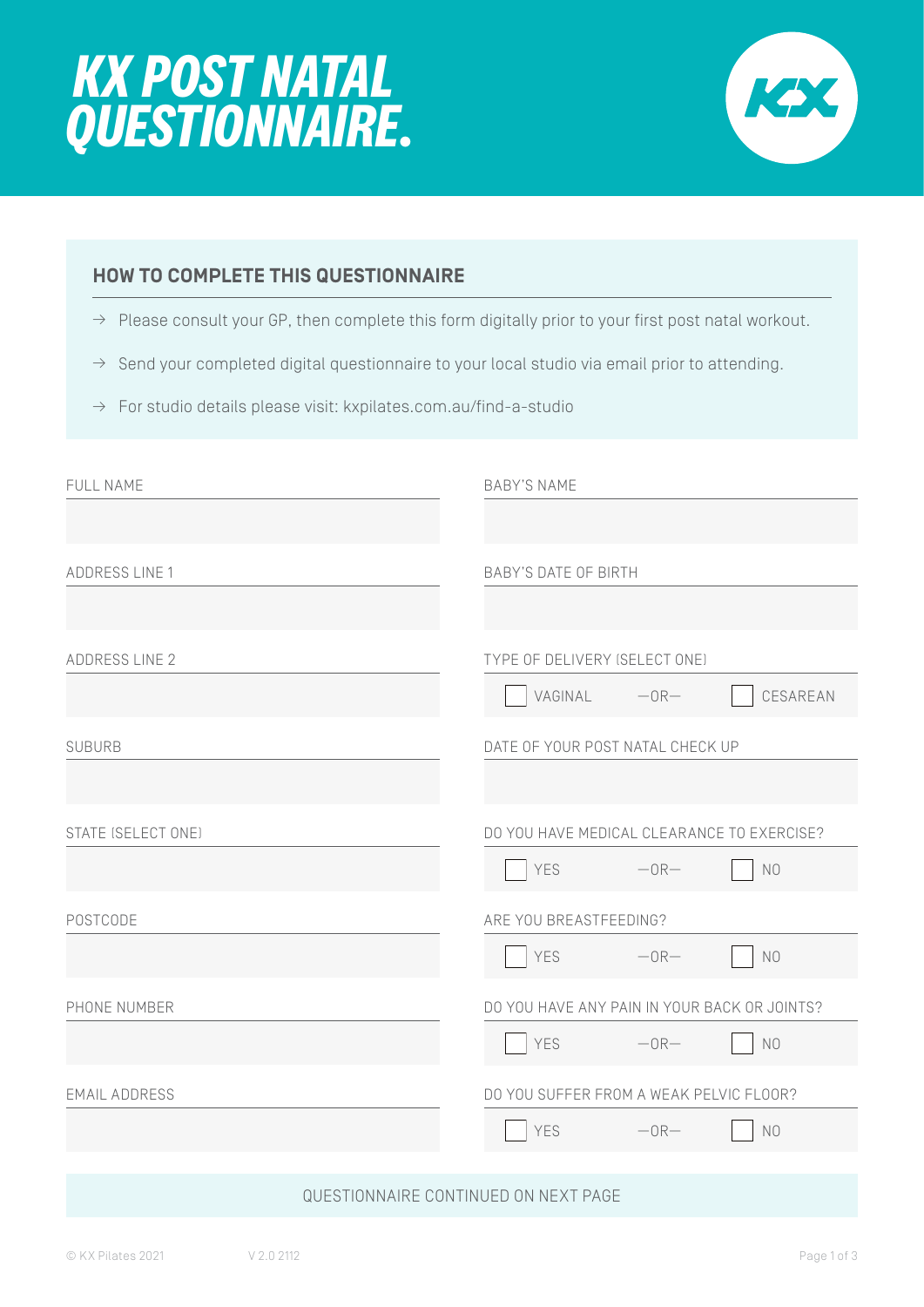# KX POST NATAL QUESTIONNAIRE.

## HOW TO COMPLETE THIS QUESTIONNAIRE

→ Please consult your GP, then complete this form digitally prior to your first post natal workout.

→ Send your completed digital questionnaire to your local studio via email prior to attending.

→ For studio details please visit: kxpilates.com.au/find-a-studio

FULL NAME

ADDRESS LINE 1

ADDRESS LINE 2

SUBURB

STATE (SELECT ONE)

POSTCODE

PHONE NUMBER

EMAIL ADDRESS

BABY'S NAME

BABY'S DATE OF BIRTH

TYPE OF DELIVERY (SELECT ONE)

☐ VAGINAL —OR— ☐ CESAREAN

DATE OF YOUR POST NATAL CHECK UP

DO YOU HAVE MEDICAL CLEARANCE TO EXERCISE?

☐ YES —OR— ☐ NO

ARE YOU BREASTFEEDING?

☐ YES —OR— ☐ NO

DO YOU HAVE ANY PAIN IN YOUR BACK OR JOINTS?

☐ YES —OR— ☐ NO

DO YOU SUFFER FROM A WEAK PELVIC FLOOR?

☐ YES —OR— ☐ NO

QUESTIONNAIRE CONTINUED ON NEXT PAGE

© KX Pilates 2021 V 2.0 2112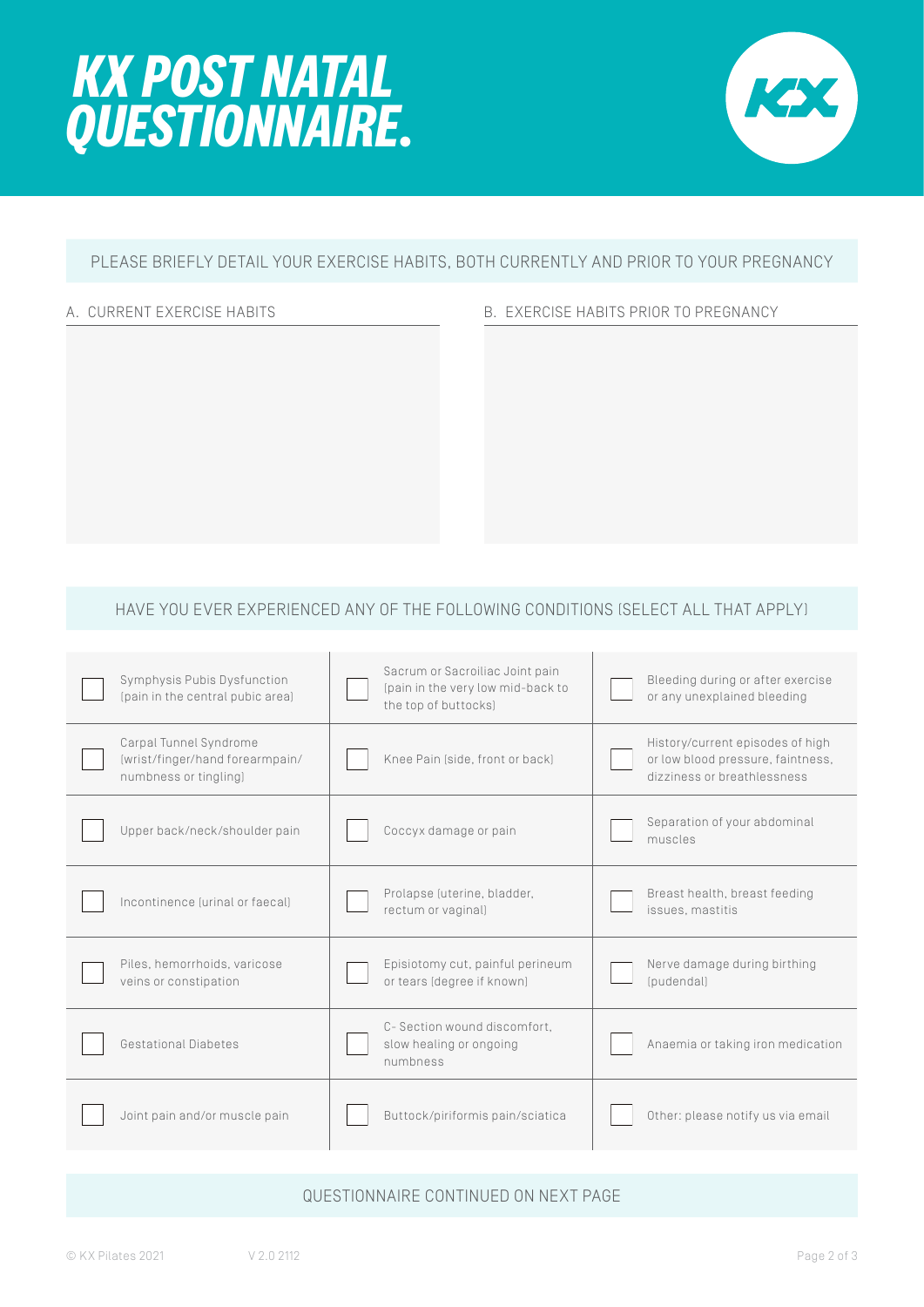# KX POST NATAL QUESTIONNAIRE.

## PLEASE BRIEFLY DETAIL YOUR EXERCISE HABITS, BOTH CURRENTLY AND PRIOR TO YOUR PREGNANCY

A. CURRENT EXERCISE HABITS

B. EXERCISE HABITS PRIOR TO PREGNANCY

## HAVE YOU EVER EXPERIENCED ANY OF THE FOLLOWING CONDITIONS (SELECT ALL THAT APPLY)

| | | |
|---|---|---|
| ☐ Symphysis Pubis Dysfunction (pain in the central pubic area) | ☐ Sacrum or Sacroiliac Joint pain (pain in the very low mid-back to the top of buttocks) | ☐ Bleeding during or after exercise or any unexplained bleeding |
| ☐ Carpal Tunnel Syndrome (wrist/finger/hand forearmpain/ numbness or tingling) | ☐ Knee Pain (side, front or back) | ☐ History/current episodes of high or low blood pressure, faintness, dizziness or breathlessness |
| ☐ Upper back/neck/shoulder pain | ☐ Coccyx damage or pain | ☐ Separation of your abdominal muscles |
| ☐ Incontinence (urinal or faecal) | ☐ Prolapse (uterine, bladder, rectum or vaginal) | ☐ Breast health, breast feeding issues, mastitis |
| ☐ Piles, hemorrhoids, varicose veins or constipation | ☐ Episiotomy cut, painful perineum or tears (degree if known) | ☐ Nerve damage during birthing (pudendal) |
| ☐ Gestational Diabetes | ☐ C- Section wound discomfort, slow healing or ongoing numbness | ☐ Anaemia or taking iron medication |
| ☐ Joint pain and/or muscle pain | ☐ Buttock/piriformis pain/sciatica | ☐ Other: please notify us via email |

QUESTIONNAIRE CONTINUED ON NEXT PAGE

© KX Pilates 2021 V 2.0 2112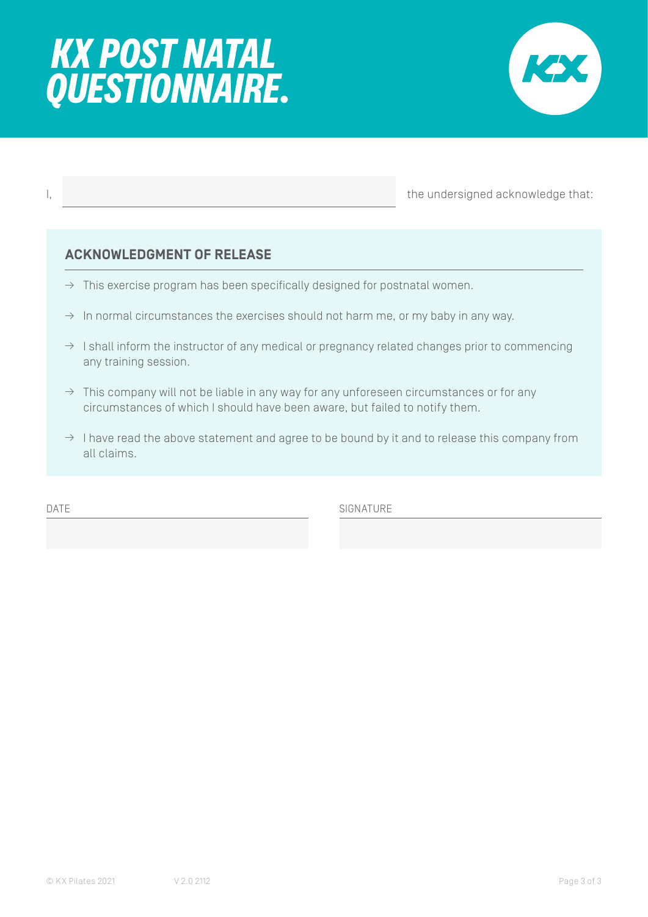# KX POST NATAL QUESTIONNAIRE.

I, ______________________________ the undersigned acknowledge that:

## ACKNOWLEDGMENT OF RELEASE

→ This exercise program has been specifically designed for postnatal women.

→ In normal circumstances the exercises should not harm me, or my baby in any way.

→ I shall inform the instructor of any medical or pregnancy related changes prior to commencing any training session.

→ This company will not be liable in any way for any unforeseen circumstances or for any circumstances of which I should have been aware, but failed to notify them.

→ I have read the above statement and agree to be bound by it and to release this company from all claims.

DATE ______________________________

SIGNATURE ______________________________

© KX Pilates 2021 V 2.0 2112